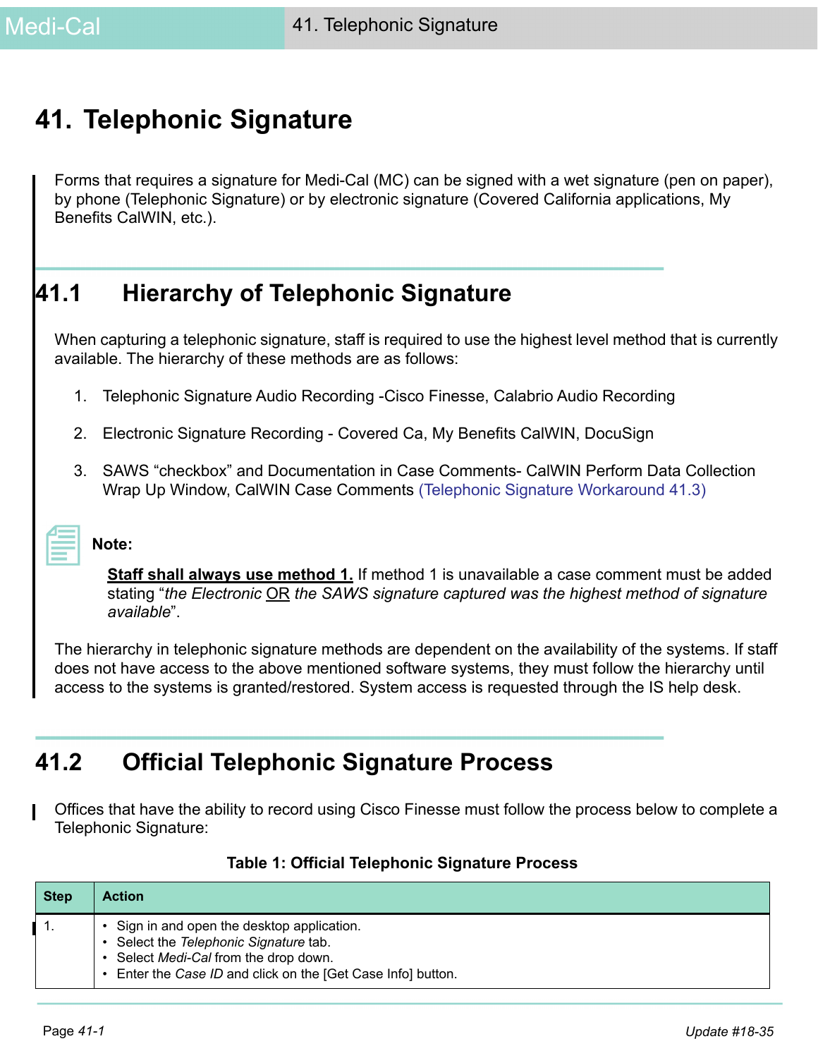# 41. Telephonic Signature

Forms that requires a signature for Medi-Cal (MC) can be signed with a wet signature (pen on paper), by phone (Telephonic Signature) or by electronic signature (Covered California applications, My Benefits CalWIN, etc.).

## 41.1 Hierarchy of Telephonic Signature

When capturing a telephonic signature, staff is required to use the highest level method that is currently available. The hierarchy of these methods are as follows:

1. Telephonic Signature Audio Recording -Cisco Finesse, Calabrio Audio Recording
2. Electronic Signature Recording - Covered Ca, My Benefits CalWIN, DocuSign
3. SAWS "checkbox" and Documentation in Case Comments- CalWIN Perform Data Collection Wrap Up Window, CalWIN Case Comments (Telephonic Signature Workaround 41.3)

**Note:**

**Staff shall always use method 1.** If method 1 is unavailable a case comment must be added stating "*the Electronic* OR *the SAWS signature captured was the highest method of signature available*".

The hierarchy in telephonic signature methods are dependent on the availability of the systems. If staff does not have access to the above mentioned software systems, they must follow the hierarchy until access to the systems is granted/restored. System access is requested through the IS help desk.

## 41.2 Official Telephonic Signature Process

Offices that have the ability to record using Cisco Finesse must follow the process below to complete a Telephonic Signature:

**Table 1: Official Telephonic Signature Process**

| Step | Action |
|---|---|
| 1. | • Sign in and open the desktop application.<br>• Select the *Telephonic Signature* tab.<br>• Select *Medi-Cal* from the drop down.<br>• Enter the *Case ID* and click on the [Get Case Info] button. |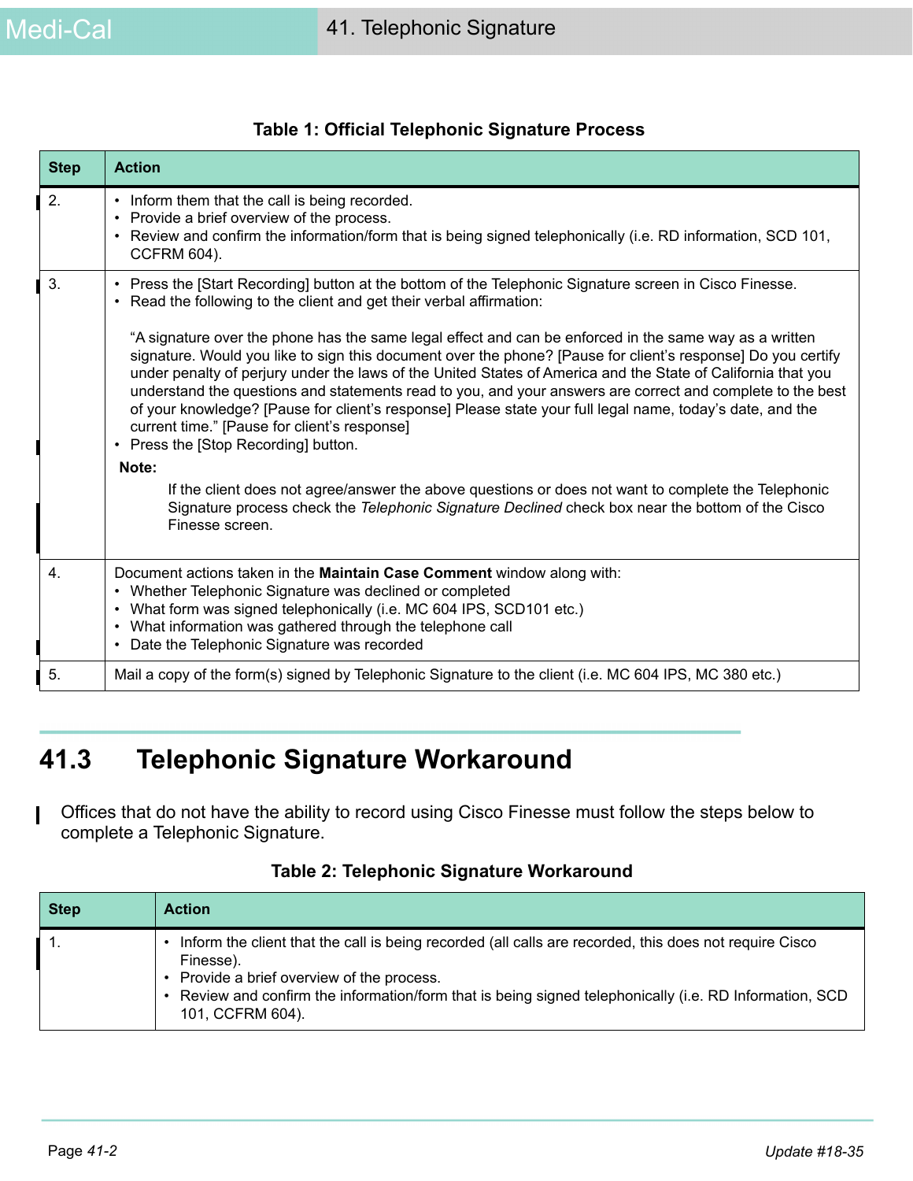**Table 1: Official Telephonic Signature Process**

| Step | Action |
| --- | --- |
| 2. | • Inform them that the call is being recorded.<br>• Provide a brief overview of the process.<br>• Review and confirm the information/form that is being signed telephonically (i.e. RD information, SCD 101, CCFRM 604). |
| 3. | • Press the [Start Recording] button at the bottom of the Telephonic Signature screen in Cisco Finesse.<br>• Read the following to the client and get their verbal affirmation:<br><br>"A signature over the phone has the same legal effect and can be enforced in the same way as a written signature. Would you like to sign this document over the phone? [Pause for client's response] Do you certify under penalty of perjury under the laws of the United States of America and the State of California that you understand the questions and statements read to you, and your answers are correct and complete to the best of your knowledge? [Pause for client's response] Please state your full legal name, today's date, and the current time." [Pause for client's response]<br>• Press the [Stop Recording] button.<br>**Note:**<br>If the client does not agree/answer the above questions or does not want to complete the Telephonic Signature process check the *Telephonic Signature Declined* check box near the bottom of the Cisco Finesse screen. |
| 4. | Document actions taken in the **Maintain Case Comment** window along with:<br>• Whether Telephonic Signature was declined or completed<br>• What form was signed telephonically (i.e. MC 604 IPS, SCD101 etc.)<br>• What information was gathered through the telephone call<br>• Date the Telephonic Signature was recorded |
| 5. | Mail a copy of the form(s) signed by Telephonic Signature to the client (i.e. MC 604 IPS, MC 380 etc.) |

## 41.3 Telephonic Signature Workaround

Offices that do not have the ability to record using Cisco Finesse must follow the steps below to complete a Telephonic Signature.

**Table 2: Telephonic Signature Workaround**

| Step | Action |
| --- | --- |
| 1. | • Inform the client that the call is being recorded (all calls are recorded, this does not require Cisco Finesse).<br>• Provide a brief overview of the process.<br>• Review and confirm the information/form that is being signed telephonically (i.e. RD Information, SCD 101, CCFRM 604). |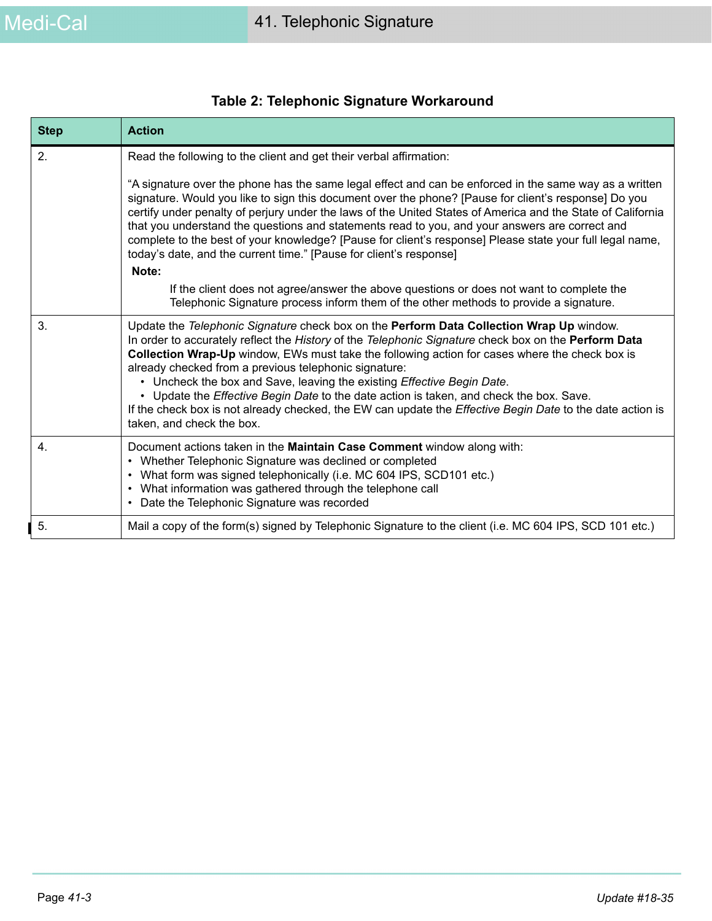**Table 2: Telephonic Signature Workaround**

| Step | Action |
|---|---|
| 2. | Read the following to the client and get their verbal affirmation:<br><br>“A signature over the phone has the same legal effect and can be enforced in the same way as a written signature. Would you like to sign this document over the phone? [Pause for client’s response] Do you certify under penalty of perjury under the laws of the United States of America and the State of California that you understand the questions and statements read to you, and your answers are correct and complete to the best of your knowledge? [Pause for client’s response] Please state your full legal name, today’s date, and the current time.” [Pause for client’s response]<br><br>**Note:**<br>If the client does not agree/answer the above questions or does not want to complete the Telephonic Signature process inform them of the other methods to provide a signature. |
| 3. | Update the *Telephonic Signature* check box on the **Perform Data Collection Wrap Up** window.<br>In order to accurately reflect the *History* of the *Telephonic Signature* check box on the **Perform Data Collection Wrap-Up** window, EWs must take the following action for cases where the check box is already checked from a previous telephonic signature:<br>• Uncheck the box and Save, leaving the existing *Effective Begin Date*.<br>• Update the *Effective Begin Date* to the date action is taken, and check the box. Save.<br>If the check box is not already checked, the EW can update the *Effective Begin Date* to the date action is taken, and check the box. |
| 4. | Document actions taken in the **Maintain Case Comment** window along with:<br>• Whether Telephonic Signature was declined or completed<br>• What form was signed telephonically (i.e. MC 604 IPS, SCD101 etc.)<br>• What information was gathered through the telephone call<br>• Date the Telephonic Signature was recorded |
| 5. | Mail a copy of the form(s) signed by Telephonic Signature to the client (i.e. MC 604 IPS, SCD 101 etc.) |